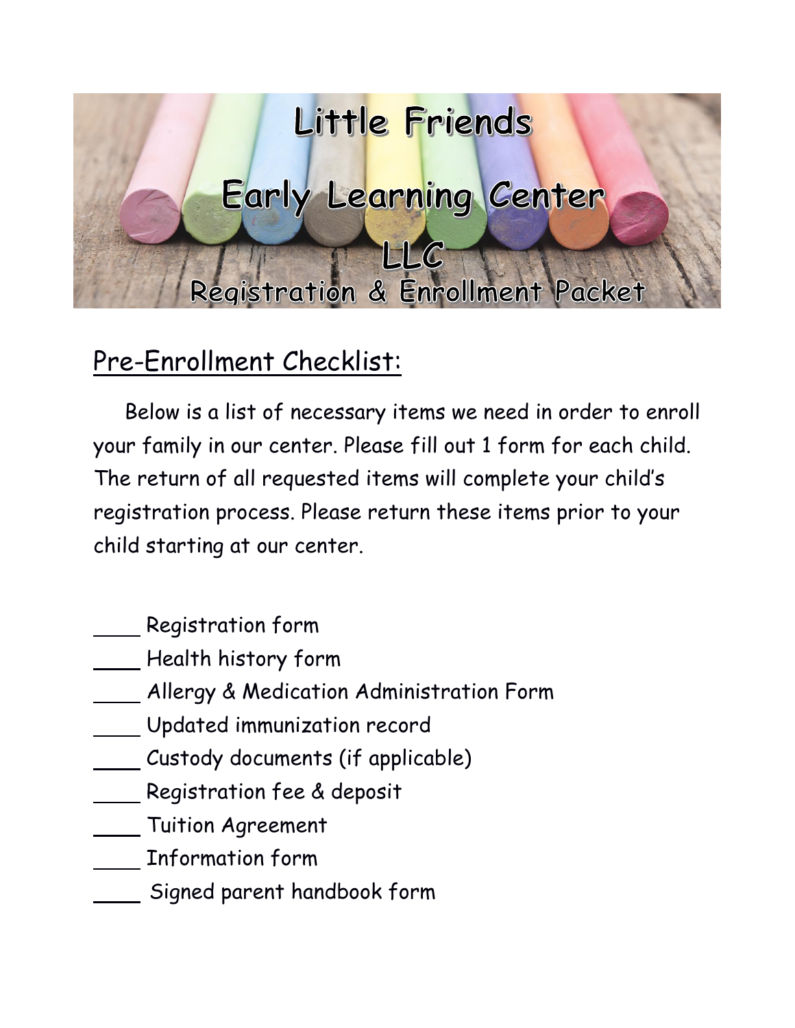# Little Friends Early Learning Center LLC

## Registration & Enrollment Packet

## Pre-Enrollment Checklist:

Below is a list of necessary items we need in order to enroll your family in our center. Please fill out 1 form for each child. The return of all requested items will complete your child's registration process. Please return these items prior to your child starting at our center.

____ Registration form
____ Health history form
____ Allergy & Medication Administration Form
____ Updated immunization record
____ Custody documents (if applicable)
____ Registration fee & deposit
____ Tuition Agreement
____ Information form
____ Signed parent handbook form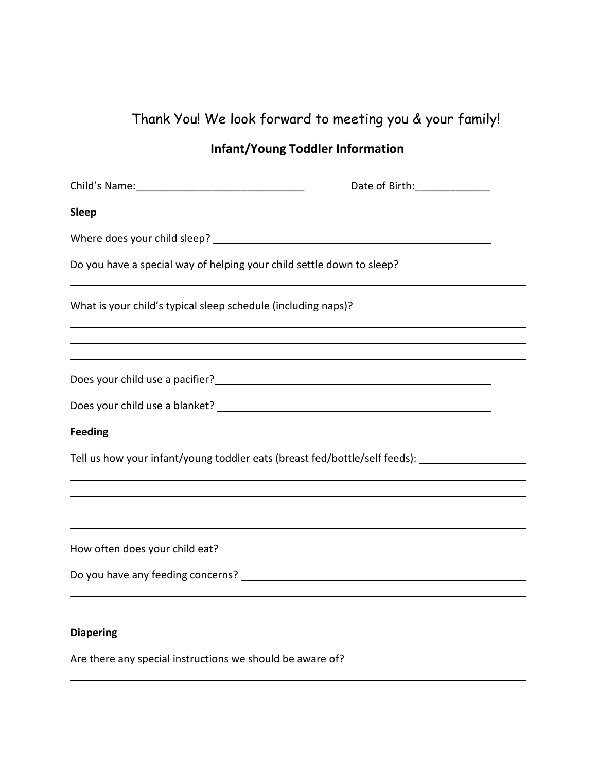Thank You! We look forward to meeting you & your family!

## Infant/Young Toddler Information

Child's Name:_____________________________ Date of Birth:_____________

**Sleep**

Where does your child sleep? ______________________________________________

Do you have a special way of helping your child settle down to sleep? _____________________

_________________________________________________________________________

What is your child's typical sleep schedule (including naps)? ____________________________

_________________________________________________________________________

_________________________________________________________________________

_________________________________________________________________________

Does your child use a pacifier?____________________________________________

Does your child use a blanket? ____________________________________________

**Feeding**

Tell us how your infant/young toddler eats (breast fed/bottle/self feeds): __________________

_________________________________________________________________________

_________________________________________________________________________

_________________________________________________________________________

_________________________________________________________________________

How often does your child eat? ____________________________________________

Do you have any feeding concerns? _________________________________________

_________________________________________________________________________

_________________________________________________________________________

**Diapering**

Are there any special instructions we should be aware of? ____________________________

_________________________________________________________________________

_________________________________________________________________________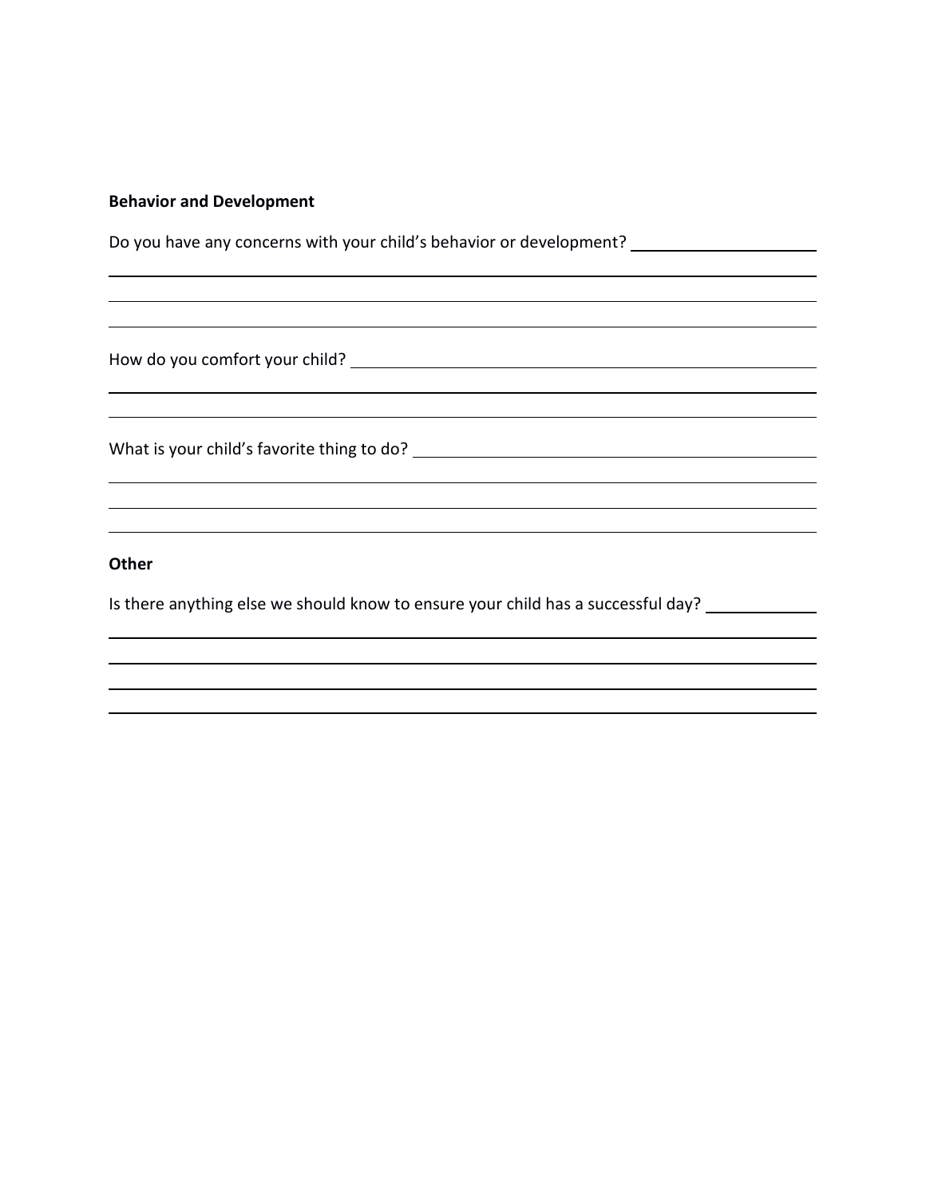**Behavior and Development**

Do you have any concerns with your child's behavior or development? \_\_\_\_\_\_\_\_\_\_\_\_\_\_\_\_\_\_\_\_

\_\_\_\_\_\_\_\_\_\_\_\_\_\_\_\_\_\_\_\_\_\_\_\_\_\_\_\_\_\_\_\_\_\_\_\_\_\_\_\_\_\_\_\_\_\_\_\_\_\_\_\_\_\_\_\_\_\_\_\_\_\_\_\_\_\_\_\_\_\_\_\_\_\_\_\_\_\_

\_\_\_\_\_\_\_\_\_\_\_\_\_\_\_\_\_\_\_\_\_\_\_\_\_\_\_\_\_\_\_\_\_\_\_\_\_\_\_\_\_\_\_\_\_\_\_\_\_\_\_\_\_\_\_\_\_\_\_\_\_\_\_\_\_\_\_\_\_\_\_\_\_\_\_\_\_\_

\_\_\_\_\_\_\_\_\_\_\_\_\_\_\_\_\_\_\_\_\_\_\_\_\_\_\_\_\_\_\_\_\_\_\_\_\_\_\_\_\_\_\_\_\_\_\_\_\_\_\_\_\_\_\_\_\_\_\_\_\_\_\_\_\_\_\_\_\_\_\_\_\_\_\_\_\_\_

How do you comfort your child? \_\_\_\_\_\_\_\_\_\_\_\_\_\_\_\_\_\_\_\_\_\_\_\_\_\_\_\_\_\_\_\_\_\_\_\_\_\_\_\_\_\_\_\_\_\_\_\_\_\_

\_\_\_\_\_\_\_\_\_\_\_\_\_\_\_\_\_\_\_\_\_\_\_\_\_\_\_\_\_\_\_\_\_\_\_\_\_\_\_\_\_\_\_\_\_\_\_\_\_\_\_\_\_\_\_\_\_\_\_\_\_\_\_\_\_\_\_\_\_\_\_\_\_\_\_\_\_\_

\_\_\_\_\_\_\_\_\_\_\_\_\_\_\_\_\_\_\_\_\_\_\_\_\_\_\_\_\_\_\_\_\_\_\_\_\_\_\_\_\_\_\_\_\_\_\_\_\_\_\_\_\_\_\_\_\_\_\_\_\_\_\_\_\_\_\_\_\_\_\_\_\_\_\_\_\_\_

What is your child's favorite thing to do? \_\_\_\_\_\_\_\_\_\_\_\_\_\_\_\_\_\_\_\_\_\_\_\_\_\_\_\_\_\_\_\_\_\_\_\_\_\_\_\_\_\_

\_\_\_\_\_\_\_\_\_\_\_\_\_\_\_\_\_\_\_\_\_\_\_\_\_\_\_\_\_\_\_\_\_\_\_\_\_\_\_\_\_\_\_\_\_\_\_\_\_\_\_\_\_\_\_\_\_\_\_\_\_\_\_\_\_\_\_\_\_\_\_\_\_\_\_\_\_\_

\_\_\_\_\_\_\_\_\_\_\_\_\_\_\_\_\_\_\_\_\_\_\_\_\_\_\_\_\_\_\_\_\_\_\_\_\_\_\_\_\_\_\_\_\_\_\_\_\_\_\_\_\_\_\_\_\_\_\_\_\_\_\_\_\_\_\_\_\_\_\_\_\_\_\_\_\_\_

\_\_\_\_\_\_\_\_\_\_\_\_\_\_\_\_\_\_\_\_\_\_\_\_\_\_\_\_\_\_\_\_\_\_\_\_\_\_\_\_\_\_\_\_\_\_\_\_\_\_\_\_\_\_\_\_\_\_\_\_\_\_\_\_\_\_\_\_\_\_\_\_\_\_\_\_\_\_

**Other**

Is there anything else we should know to ensure your child has a successful day? \_\_\_\_\_\_\_\_\_\_\_\_

\_\_\_\_\_\_\_\_\_\_\_\_\_\_\_\_\_\_\_\_\_\_\_\_\_\_\_\_\_\_\_\_\_\_\_\_\_\_\_\_\_\_\_\_\_\_\_\_\_\_\_\_\_\_\_\_\_\_\_\_\_\_\_\_\_\_\_\_\_\_\_\_\_\_\_\_\_\_

\_\_\_\_\_\_\_\_\_\_\_\_\_\_\_\_\_\_\_\_\_\_\_\_\_\_\_\_\_\_\_\_\_\_\_\_\_\_\_\_\_\_\_\_\_\_\_\_\_\_\_\_\_\_\_\_\_\_\_\_\_\_\_\_\_\_\_\_\_\_\_\_\_\_\_\_\_\_

\_\_\_\_\_\_\_\_\_\_\_\_\_\_\_\_\_\_\_\_\_\_\_\_\_\_\_\_\_\_\_\_\_\_\_\_\_\_\_\_\_\_\_\_\_\_\_\_\_\_\_\_\_\_\_\_\_\_\_\_\_\_\_\_\_\_\_\_\_\_\_\_\_\_\_\_\_\_

\_\_\_\_\_\_\_\_\_\_\_\_\_\_\_\_\_\_\_\_\_\_\_\_\_\_\_\_\_\_\_\_\_\_\_\_\_\_\_\_\_\_\_\_\_\_\_\_\_\_\_\_\_\_\_\_\_\_\_\_\_\_\_\_\_\_\_\_\_\_\_\_\_\_\_\_\_\_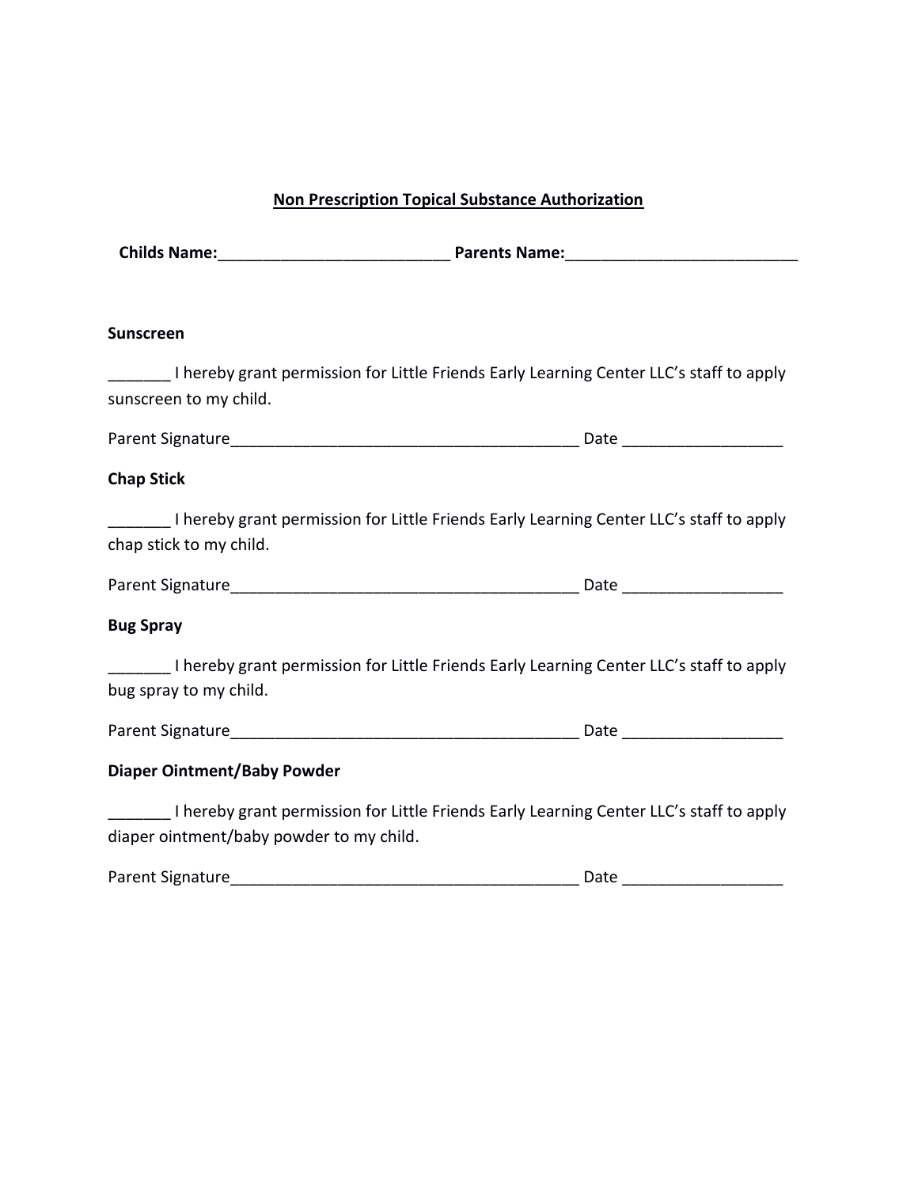# Non Prescription Topical Substance Authorization

**Childs Name:**__________________________ **Parents Name:**__________________________

**Sunscreen**

_______ I hereby grant permission for Little Friends Early Learning Center LLC's staff to apply sunscreen to my child.

Parent Signature_______________________________________ Date _________________

**Chap Stick**

_______ I hereby grant permission for Little Friends Early Learning Center LLC's staff to apply chap stick to my child.

Parent Signature_______________________________________ Date _________________

**Bug Spray**

_______ I hereby grant permission for Little Friends Early Learning Center LLC's staff to apply bug spray to my child.

Parent Signature_______________________________________ Date _________________

**Diaper Ointment/Baby Powder**

_______ I hereby grant permission for Little Friends Early Learning Center LLC's staff to apply diaper ointment/baby powder to my child.

Parent Signature_______________________________________ Date _________________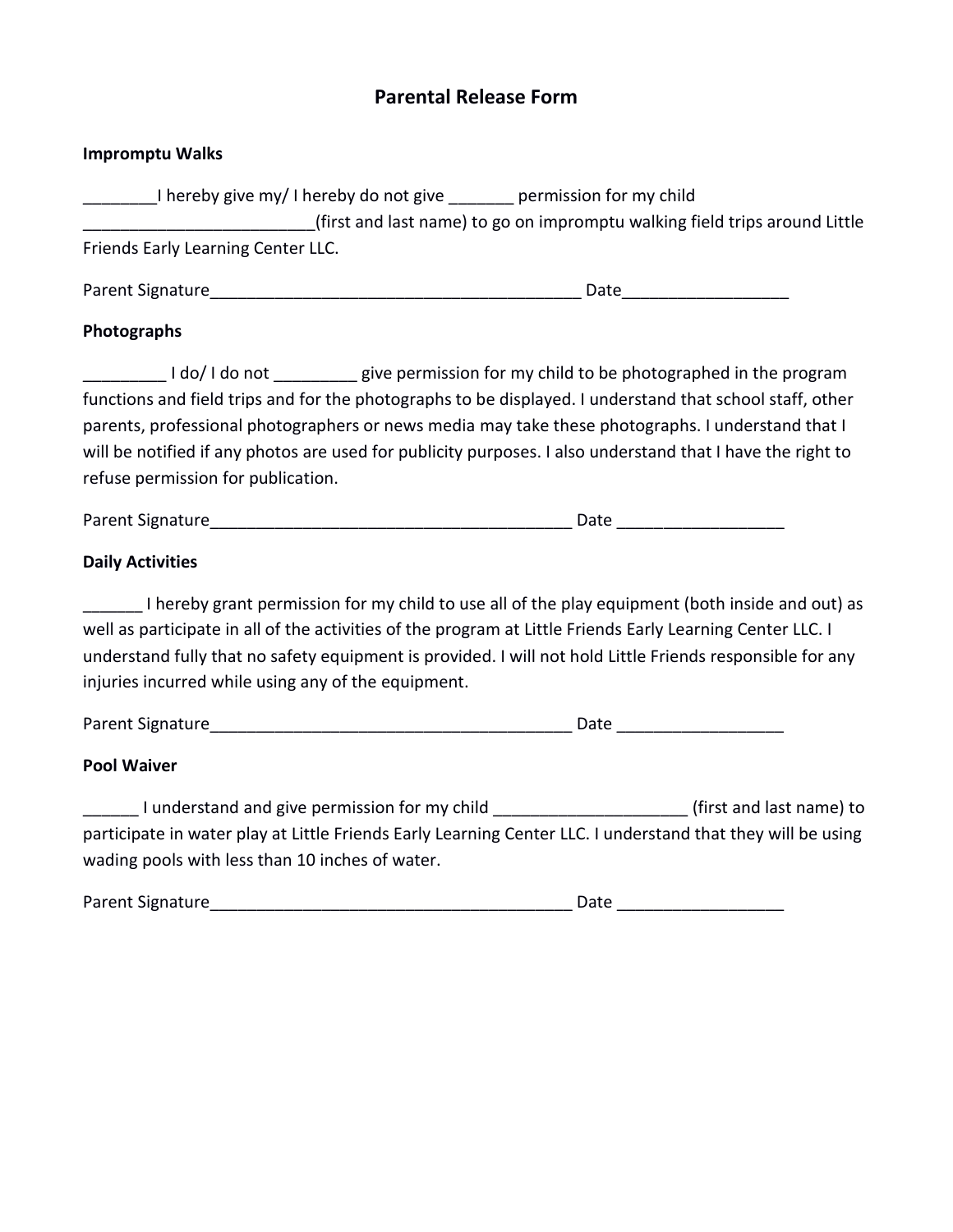# Parental Release Form

**Impromptu Walks**

________I hereby give my/ I hereby do not give _______ permission for my child _________________________(first and last name) to go on impromptu walking field trips around Little Friends Early Learning Center LLC.

Parent Signature_________________________________________ Date__________________

**Photographs**

_________ I do/ I do not _________ give permission for my child to be photographed in the program functions and field trips and for the photographs to be displayed. I understand that school staff, other parents, professional photographers or news media may take these photographs. I understand that I will be notified if any photos are used for publicity purposes. I also understand that I have the right to refuse permission for publication.

Parent Signature________________________________________ Date __________________

**Daily Activities**

______ I hereby grant permission for my child to use all of the play equipment (both inside and out) as well as participate in all of the activities of the program at Little Friends Early Learning Center LLC. I understand fully that no safety equipment is provided. I will not hold Little Friends responsible for any injuries incurred while using any of the equipment.

Parent Signature________________________________________ Date __________________

**Pool Waiver**

______ I understand and give permission for my child _____________________ (first and last name) to participate in water play at Little Friends Early Learning Center LLC. I understand that they will be using wading pools with less than 10 inches of water.

Parent Signature________________________________________ Date __________________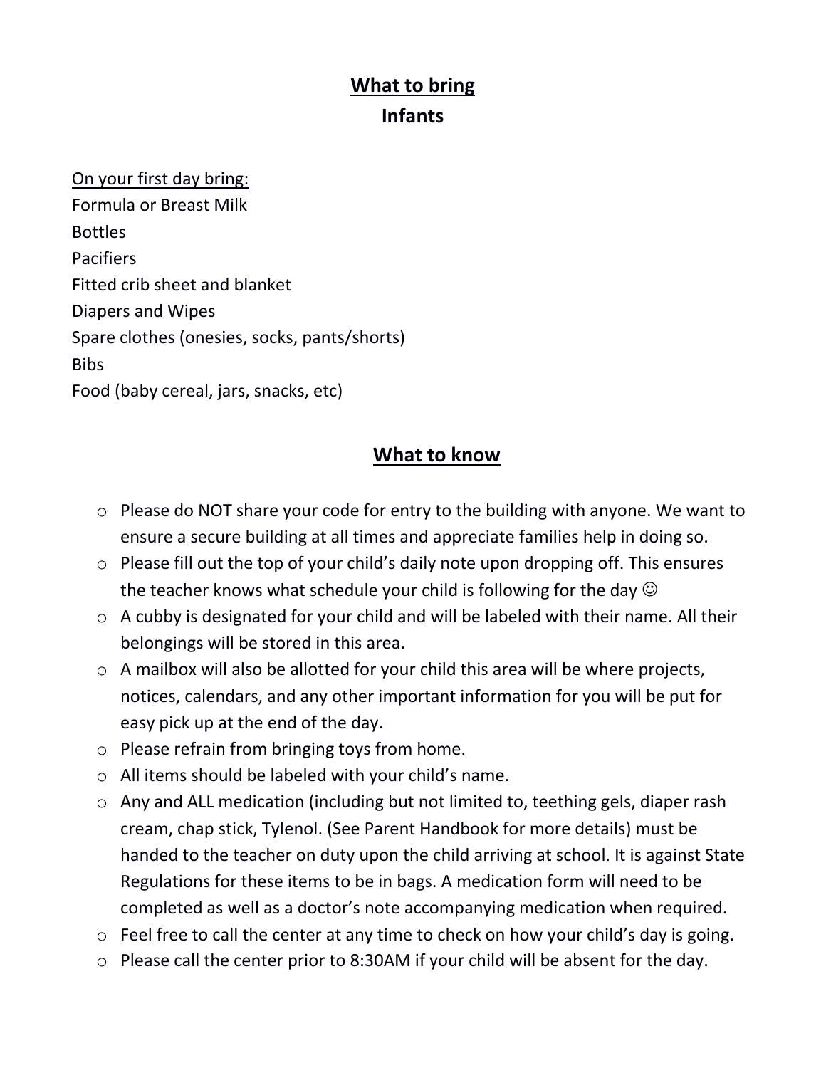## What to bring
## Infants

On your first day bring:

Formula or Breast Milk
Bottles
Pacifiers
Fitted crib sheet and blanket
Diapers and Wipes
Spare clothes (onesies, socks, pants/shorts)
Bibs
Food (baby cereal, jars, snacks, etc)

## What to know

- Please do NOT share your code for entry to the building with anyone. We want to ensure a secure building at all times and appreciate families help in doing so.
- Please fill out the top of your child's daily note upon dropping off. This ensures the teacher knows what schedule your child is following for the day ☺
- A cubby is designated for your child and will be labeled with their name. All their belongings will be stored in this area.
- A mailbox will also be allotted for your child this area will be where projects, notices, calendars, and any other important information for you will be put for easy pick up at the end of the day.
- Please refrain from bringing toys from home.
- All items should be labeled with your child's name.
- Any and ALL medication (including but not limited to, teething gels, diaper rash cream, chap stick, Tylenol. (See Parent Handbook for more details) must be handed to the teacher on duty upon the child arriving at school. It is against State Regulations for these items to be in bags. A medication form will need to be completed as well as a doctor's note accompanying medication when required.
- Feel free to call the center at any time to check on how your child's day is going.
- Please call the center prior to 8:30AM if your child will be absent for the day.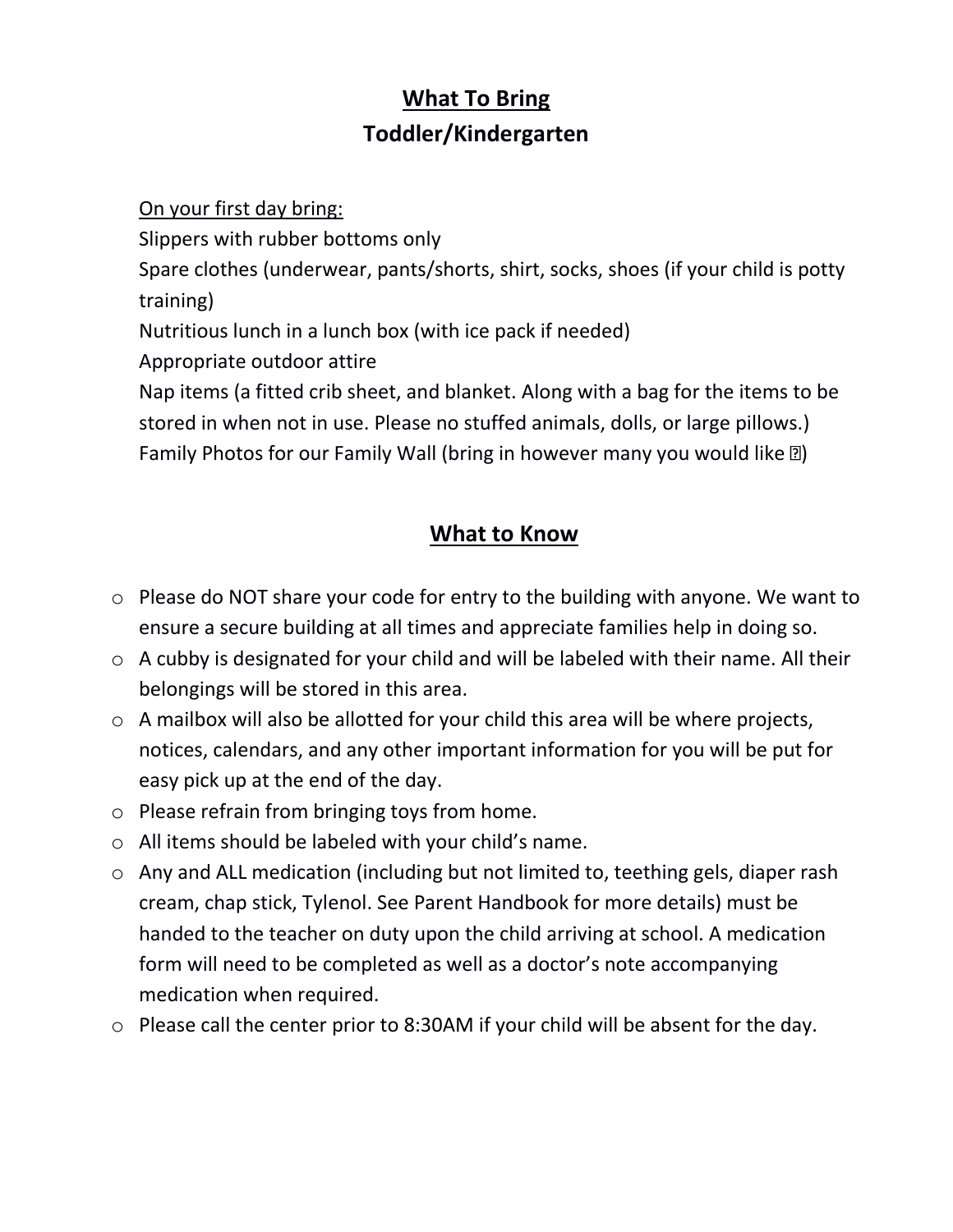## What To Bring
## Toddler/Kindergarten

On your first day bring:

Slippers with rubber bottoms only

Spare clothes (underwear, pants/shorts, shirt, socks, shoes (if your child is potty training)

Nutritious lunch in a lunch box (with ice pack if needed)

Appropriate outdoor attire

Nap items (a fitted crib sheet, and blanket. Along with a bag for the items to be stored in when not in use. Please no stuffed animals, dolls, or large pillows.)

Family Photos for our Family Wall (bring in however many you would like )

## What to Know

- Please do NOT share your code for entry to the building with anyone. We want to ensure a secure building at all times and appreciate families help in doing so.
- A cubby is designated for your child and will be labeled with their name. All their belongings will be stored in this area.
- A mailbox will also be allotted for your child this area will be where projects, notices, calendars, and any other important information for you will be put for easy pick up at the end of the day.
- Please refrain from bringing toys from home.
- All items should be labeled with your child's name.
- Any and ALL medication (including but not limited to, teething gels, diaper rash cream, chap stick, Tylenol. See Parent Handbook for more details) must be handed to the teacher on duty upon the child arriving at school. A medication form will need to be completed as well as a doctor's note accompanying medication when required.
- Please call the center prior to 8:30AM if your child will be absent for the day.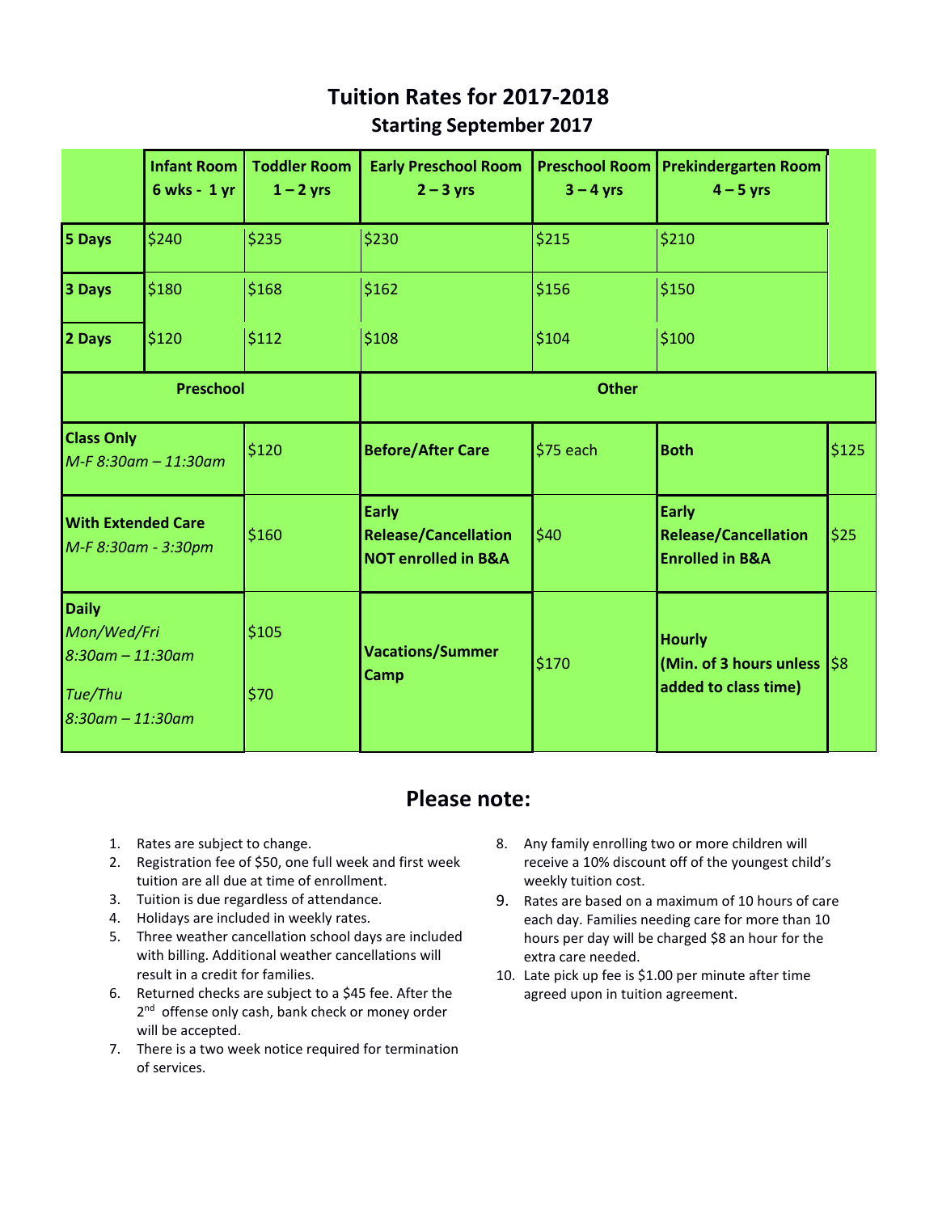# Tuition Rates for 2017-2018

## Starting September 2017

| | Infant Room 6 wks - 1 yr | Toddler Room 1 – 2 yrs | Early Preschool Room 2 – 3 yrs | Preschool Room 3 – 4 yrs | Prekindergarten Room 4 – 5 yrs | |
|---|---|---|---|---|---|---|
| **5 Days** | $240 | $235 | $230 | $215 | $210 | |
| **3 Days** | $180 | $168 | $162 | $156 | $150 | |
| **2 Days** | $120 | $112 | $108 | $104 | $100 | |
| **Preschool** | | | **Other** | | | |
| **Class Only** *M-F 8:30am – 11:30am* | | $120 | **Before/After Care** | $75 each | **Both** | $125 |
| **With Extended Care** *M-F 8:30am - 3:30pm* | | $160 | **Early Release/Cancellation NOT enrolled in B&A** | $40 | **Early Release/Cancellation Enrolled in B&A** | $25 |
| **Daily** *Mon/Wed/Fri 8:30am – 11:30am* *Tue/Thu 8:30am – 11:30am* | | $105 $70 | **Vacations/Summer Camp** | $170 | **Hourly (Min. of 3 hours unless added to class time)** | $8 |

## Please note:

1. Rates are subject to change.
2. Registration fee of $50, one full week and first week tuition are all due at time of enrollment.
3. Tuition is due regardless of attendance.
4. Holidays are included in weekly rates.
5. Three weather cancellation school days are included with billing. Additional weather cancellations will result in a credit for families.
6. Returned checks are subject to a $45 fee. After the 2nd offense only cash, bank check or money order will be accepted.
7. There is a two week notice required for termination of services.
8. Any family enrolling two or more children will receive a 10% discount off of the youngest child's weekly tuition cost.
9. Rates are based on a maximum of 10 hours of care each day. Families needing care for more than 10 hours per day will be charged $8 an hour for the extra care needed.
10. Late pick up fee is $1.00 per minute after time agreed upon in tuition agreement.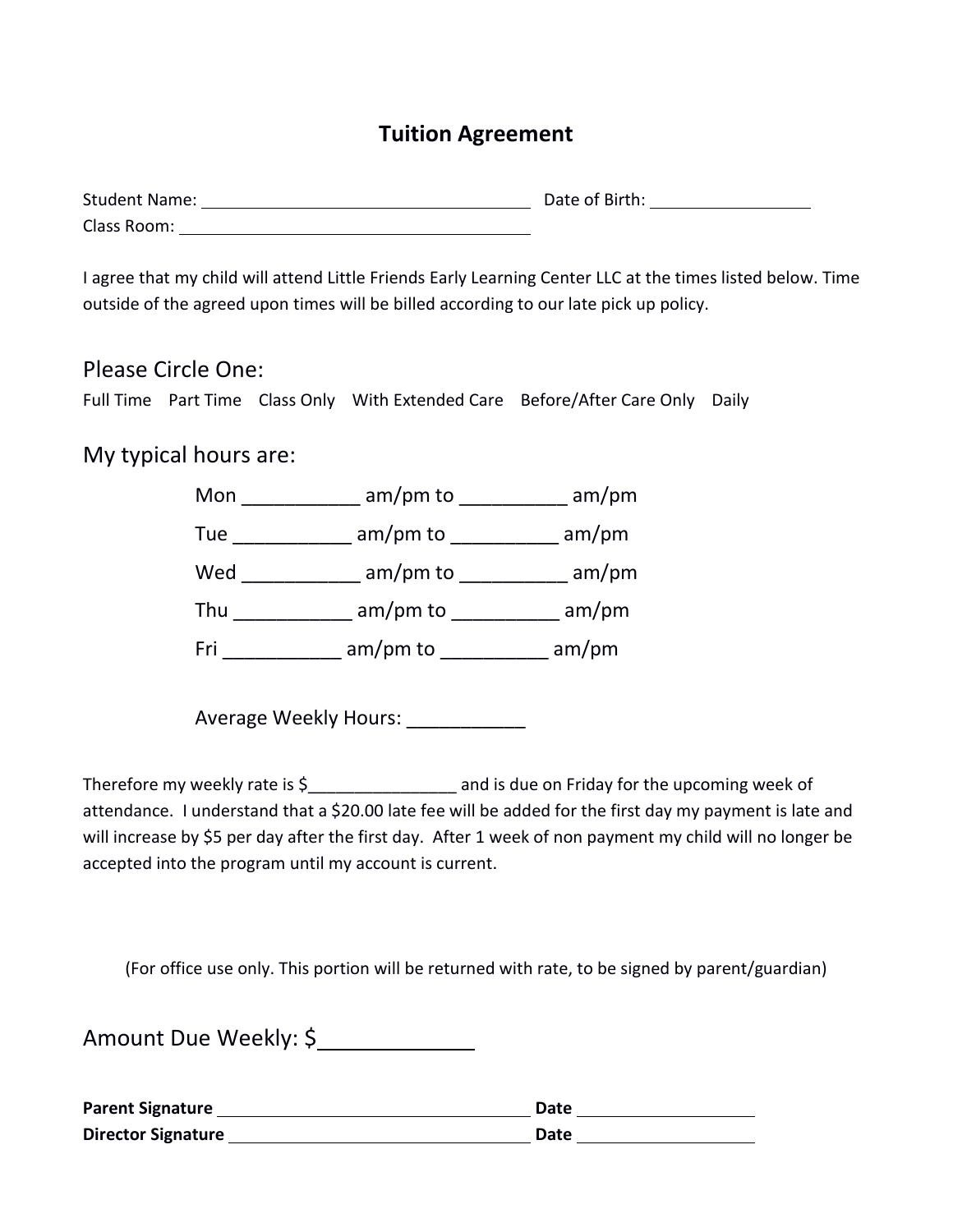# Tuition Agreement

Student Name: ____________________________________ Date of Birth: _________________

Class Room: _____________________________________

I agree that my child will attend Little Friends Early Learning Center LLC at the times listed below. Time outside of the agreed upon times will be billed according to our late pick up policy.

## Please Circle One:

Full Time Part Time Class Only With Extended Care Before/After Care Only Daily

## My typical hours are:

Mon ___________ am/pm to __________ am/pm

Tue ___________ am/pm to __________ am/pm

Wed ___________ am/pm to __________ am/pm

Thu ___________ am/pm to __________ am/pm

Fri ___________ am/pm to __________ am/pm

Average Weekly Hours: ___________

Therefore my weekly rate is $________________ and is due on Friday for the upcoming week of attendance. I understand that a $20.00 late fee will be added for the first day my payment is late and will increase by $5 per day after the first day. After 1 week of non payment my child will no longer be accepted into the program until my account is current.

(For office use only. This portion will be returned with rate, to be signed by parent/guardian)

## Amount Due Weekly: $_____________

**Parent Signature** __________________________________ **Date** ___________________

**Director Signature** __________________________________ **Date** ___________________